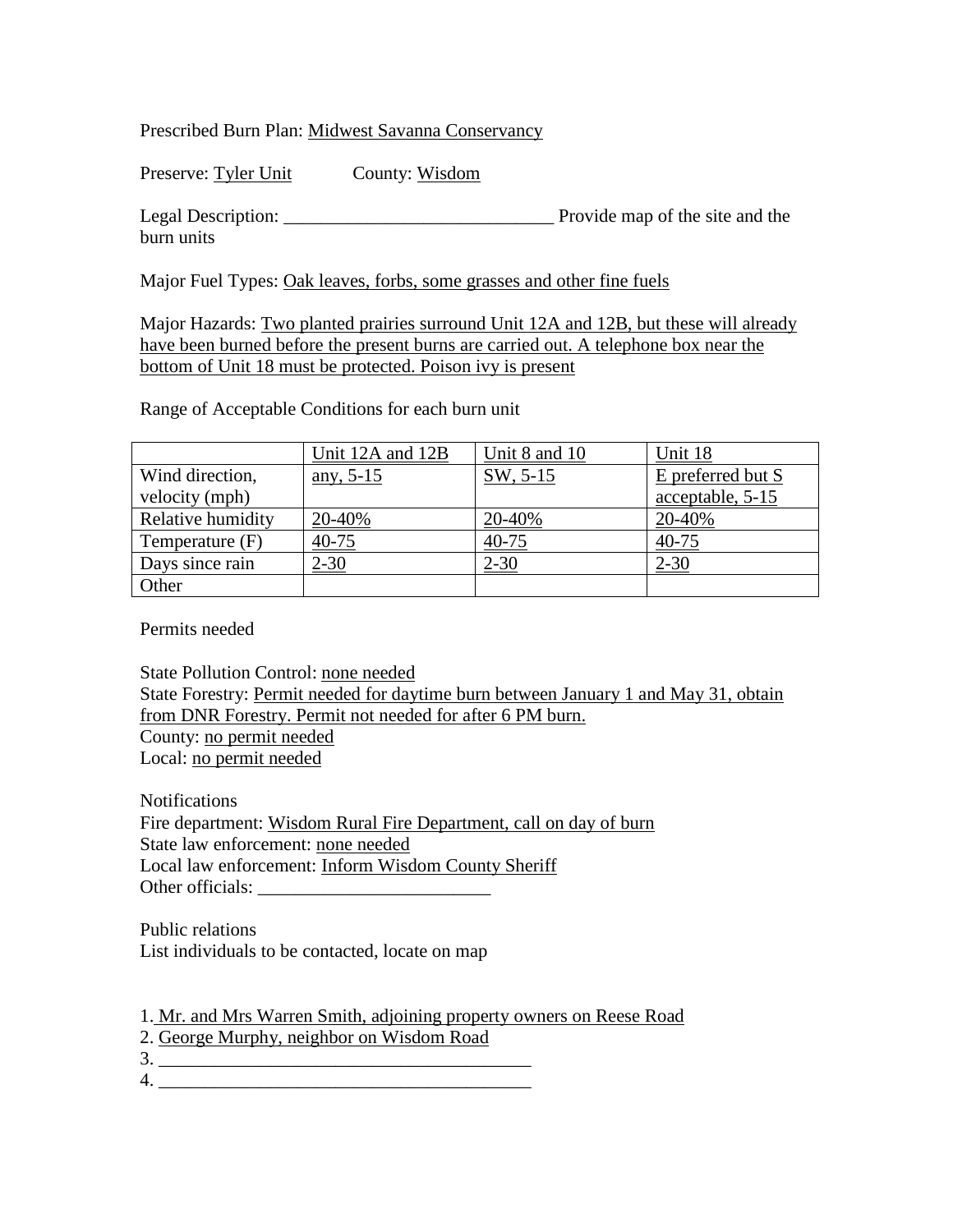Prescribed Burn Plan: Midwest Savanna Conservancy

Preserve: Tyler Unit County: Wisdom

Legal Description: ______________________________ Provide map of the site and the burn units

Major Fuel Types: Oak leaves, forbs, some grasses and other fine fuels

Major Hazards: Two planted prairies surround Unit 12A and 12B, but these will already have been burned before the present burns are carried out. A telephone box near the bottom of Unit 18 must be protected. Poison ivy is present

Range of Acceptable Conditions for each burn unit

| | Unit 12A and 12B | Unit 8 and 10 | Unit 18 |
|---|---|---|---|
| Wind direction, velocity (mph) | any, 5-15 | SW, 5-15 | E preferred but S acceptable, 5-15 |
| Relative humidity | 20-40% | 20-40% | 20-40% |
| Temperature (F) | 40-75 | 40-75 | 40-75 |
| Days since rain | 2-30 | 2-30 | 2-30 |
| Other | | | |

Permits needed

State Pollution Control: none needed
State Forestry: Permit needed for daytime burn between January 1 and May 31, obtain from DNR Forestry. Permit not needed for after 6 PM burn.
County: no permit needed
Local: no permit needed

Notifications
Fire department: Wisdom Rural Fire Department, call on day of burn
State law enforcement: none needed
Local law enforcement: Inform Wisdom County Sheriff
Other officials: _________________________

Public relations
List individuals to be contacted, locate on map

1. Mr. and Mrs Warren Smith, adjoining property owners on Reese Road
2. George Murphy, neighbor on Wisdom Road
3. ________________________________________
4. ________________________________________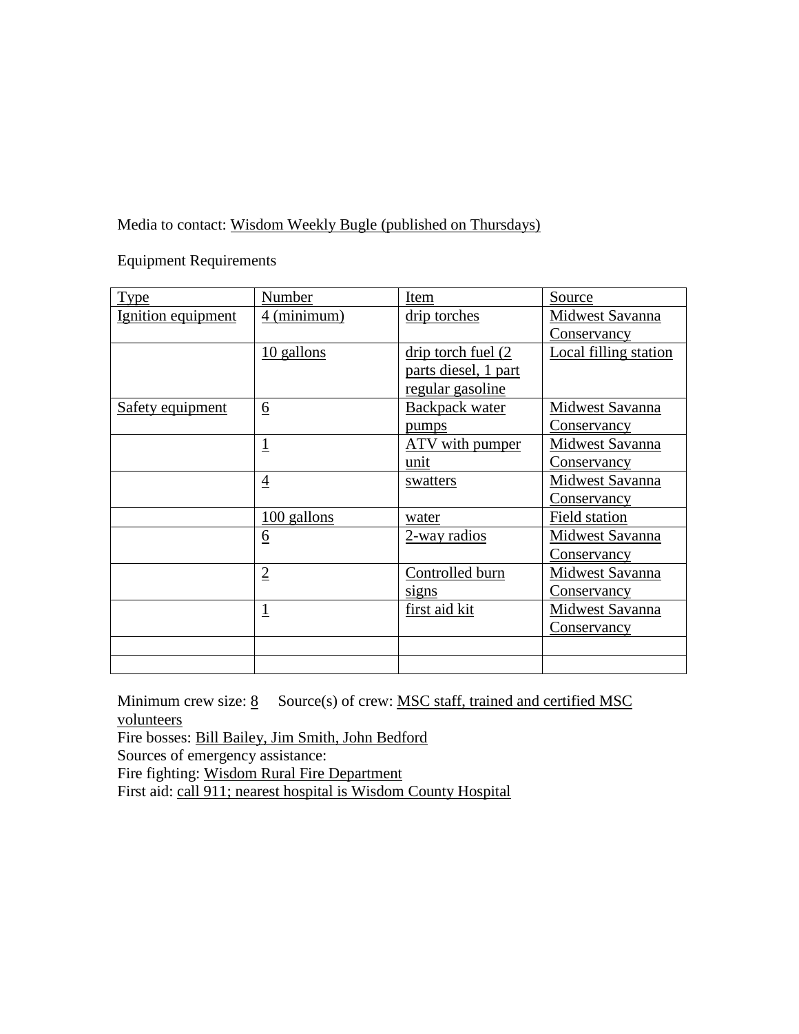Media to contact: Wisdom Weekly Bugle (published on Thursdays)

Equipment Requirements

| Type | Number | Item | Source |
|---|---|---|---|
| Ignition equipment | 4 (minimum) | drip torches | Midwest Savanna Conservancy |
| | 10 gallons | drip torch fuel (2 parts diesel, 1 part regular gasoline | Local filling station |
| Safety equipment | 6 | Backpack water pumps | Midwest Savanna Conservancy |
| | 1 | ATV with pumper unit | Midwest Savanna Conservancy |
| | 4 | swatters | Midwest Savanna Conservancy |
| | 100 gallons | water | Field station |
| | 6 | 2-way radios | Midwest Savanna Conservancy |
| | 2 | Controlled burn signs | Midwest Savanna Conservancy |
| | 1 | first aid kit | Midwest Savanna Conservancy |
| | | | |
| | | | |

Minimum crew size: 8 Source(s) of crew: MSC staff, trained and certified MSC volunteers

Fire bosses: Bill Bailey, Jim Smith, John Bedford

Sources of emergency assistance:

Fire fighting: Wisdom Rural Fire Department

First aid: call 911; nearest hospital is Wisdom County Hospital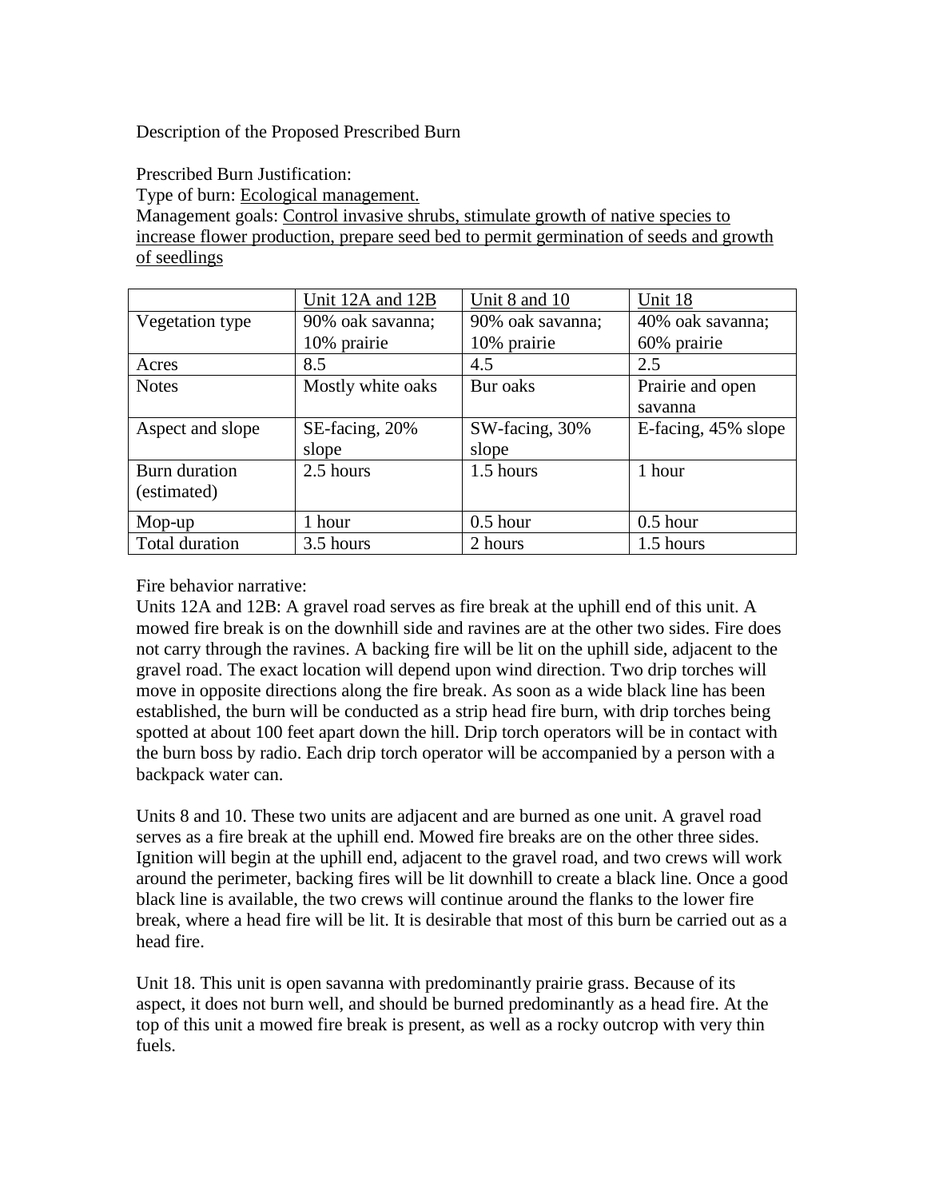Description of the Proposed Prescribed Burn

Prescribed Burn Justification:
Type of burn: Ecological management.
Management goals: Control invasive shrubs, stimulate growth of native species to increase flower production, prepare seed bed to permit germination of seeds and growth of seedlings

| | Unit 12A and 12B | Unit 8 and 10 | Unit 18 |
|---|---|---|---|
| Vegetation type | 90% oak savanna; 10% prairie | 90% oak savanna; 10% prairie | 40% oak savanna; 60% prairie |
| Acres | 8.5 | 4.5 | 2.5 |
| Notes | Mostly white oaks | Bur oaks | Prairie and open savanna |
| Aspect and slope | SE-facing, 20% slope | SW-facing, 30% slope | E-facing, 45% slope |
| Burn duration (estimated) | 2.5 hours | 1.5 hours | 1 hour |
| Mop-up | 1 hour | 0.5 hour | 0.5 hour |
| Total duration | 3.5 hours | 2 hours | 1.5 hours |

Fire behavior narrative:
Units 12A and 12B: A gravel road serves as fire break at the uphill end of this unit. A mowed fire break is on the downhill side and ravines are at the other two sides. Fire does not carry through the ravines. A backing fire will be lit on the uphill side, adjacent to the gravel road. The exact location will depend upon wind direction. Two drip torches will move in opposite directions along the fire break. As soon as a wide black line has been established, the burn will be conducted as a strip head fire burn, with drip torches being spotted at about 100 feet apart down the hill. Drip torch operators will be in contact with the burn boss by radio. Each drip torch operator will be accompanied by a person with a backpack water can.

Units 8 and 10. These two units are adjacent and are burned as one unit. A gravel road serves as a fire break at the uphill end. Mowed fire breaks are on the other three sides. Ignition will begin at the uphill end, adjacent to the gravel road, and two crews will work around the perimeter, backing fires will be lit downhill to create a black line. Once a good black line is available, the two crews will continue around the flanks to the lower fire break, where a head fire will be lit. It is desirable that most of this burn be carried out as a head fire.

Unit 18. This unit is open savanna with predominantly prairie grass. Because of its aspect, it does not burn well, and should be burned predominantly as a head fire. At the top of this unit a mowed fire break is present, as well as a rocky outcrop with very thin fuels.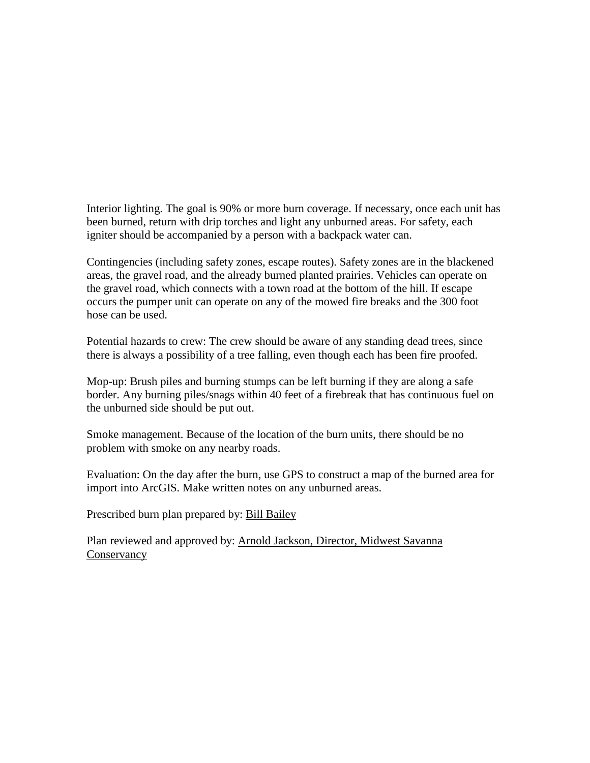Interior lighting. The goal is 90% or more burn coverage. If necessary, once each unit has been burned, return with drip torches and light any unburned areas. For safety, each igniter should be accompanied by a person with a backpack water can.

Contingencies (including safety zones, escape routes). Safety zones are in the blackened areas, the gravel road, and the already burned planted prairies. Vehicles can operate on the gravel road, which connects with a town road at the bottom of the hill. If escape occurs the pumper unit can operate on any of the mowed fire breaks and the 300 foot hose can be used.

Potential hazards to crew: The crew should be aware of any standing dead trees, since there is always a possibility of a tree falling, even though each has been fire proofed.

Mop-up: Brush piles and burning stumps can be left burning if they are along a safe border. Any burning piles/snags within 40 feet of a firebreak that has continuous fuel on the unburned side should be put out.

Smoke management. Because of the location of the burn units, there should be no problem with smoke on any nearby roads.

Evaluation: On the day after the burn, use GPS to construct a map of the burned area for import into ArcGIS. Make written notes on any unburned areas.

Prescribed burn plan prepared by: <u>Bill Bailey</u>

Plan reviewed and approved by: <u>Arnold Jackson, Director, Midwest Savanna Conservancy</u>